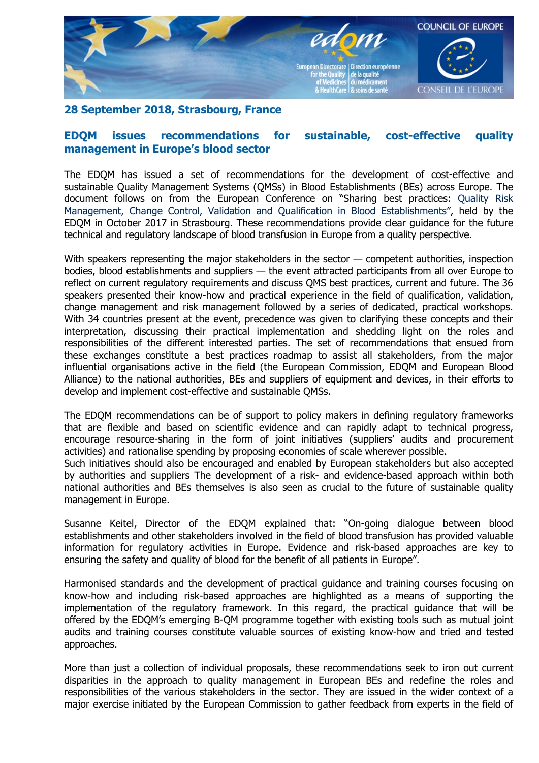**28 September 2018, Strasbourg, France**

## EDQM issues recommendations for sustainable, cost-effective quality management in Europe's blood sector

The EDQM has issued a set of recommendations for the development of cost-effective and sustainable Quality Management Systems (QMSs) in Blood Establishments (BEs) across Europe. The document follows on from the European Conference on "Sharing best practices: Quality Risk Management, Change Control, Validation and Qualification in Blood Establishments", held by the EDQM in October 2017 in Strasbourg. These recommendations provide clear guidance for the future technical and regulatory landscape of blood transfusion in Europe from a quality perspective.

With speakers representing the major stakeholders in the sector — competent authorities, inspection bodies, blood establishments and suppliers — the event attracted participants from all over Europe to reflect on current regulatory requirements and discuss QMS best practices, current and future. The 36 speakers presented their know-how and practical experience in the field of qualification, validation, change management and risk management followed by a series of dedicated, practical workshops. With 34 countries present at the event, precedence was given to clarifying these concepts and their interpretation, discussing their practical implementation and shedding light on the roles and responsibilities of the different interested parties. The set of recommendations that ensued from these exchanges constitute a best practices roadmap to assist all stakeholders, from the major influential organisations active in the field (the European Commission, EDQM and European Blood Alliance) to the national authorities, BEs and suppliers of equipment and devices, in their efforts to develop and implement cost-effective and sustainable QMSs.

The EDQM recommendations can be of support to policy makers in defining regulatory frameworks that are flexible and based on scientific evidence and can rapidly adapt to technical progress, encourage resource-sharing in the form of joint initiatives (suppliers' audits and procurement activities) and rationalise spending by proposing economies of scale wherever possible.
Such initiatives should also be encouraged and enabled by European stakeholders but also accepted by authorities and suppliers The development of a risk- and evidence-based approach within both national authorities and BEs themselves is also seen as crucial to the future of sustainable quality management in Europe.

Susanne Keitel, Director of the EDQM explained that: "On-going dialogue between blood establishments and other stakeholders involved in the field of blood transfusion has provided valuable information for regulatory activities in Europe. Evidence and risk-based approaches are key to ensuring the safety and quality of blood for the benefit of all patients in Europe".

Harmonised standards and the development of practical guidance and training courses focusing on know-how and including risk-based approaches are highlighted as a means of supporting the implementation of the regulatory framework. In this regard, the practical guidance that will be offered by the EDQM's emerging B-QM programme together with existing tools such as mutual joint audits and training courses constitute valuable sources of existing know-how and tried and tested approaches.

More than just a collection of individual proposals, these recommendations seek to iron out current disparities in the approach to quality management in European BEs and redefine the roles and responsibilities of the various stakeholders in the sector. They are issued in the wider context of a major exercise initiated by the European Commission to gather feedback from experts in the field of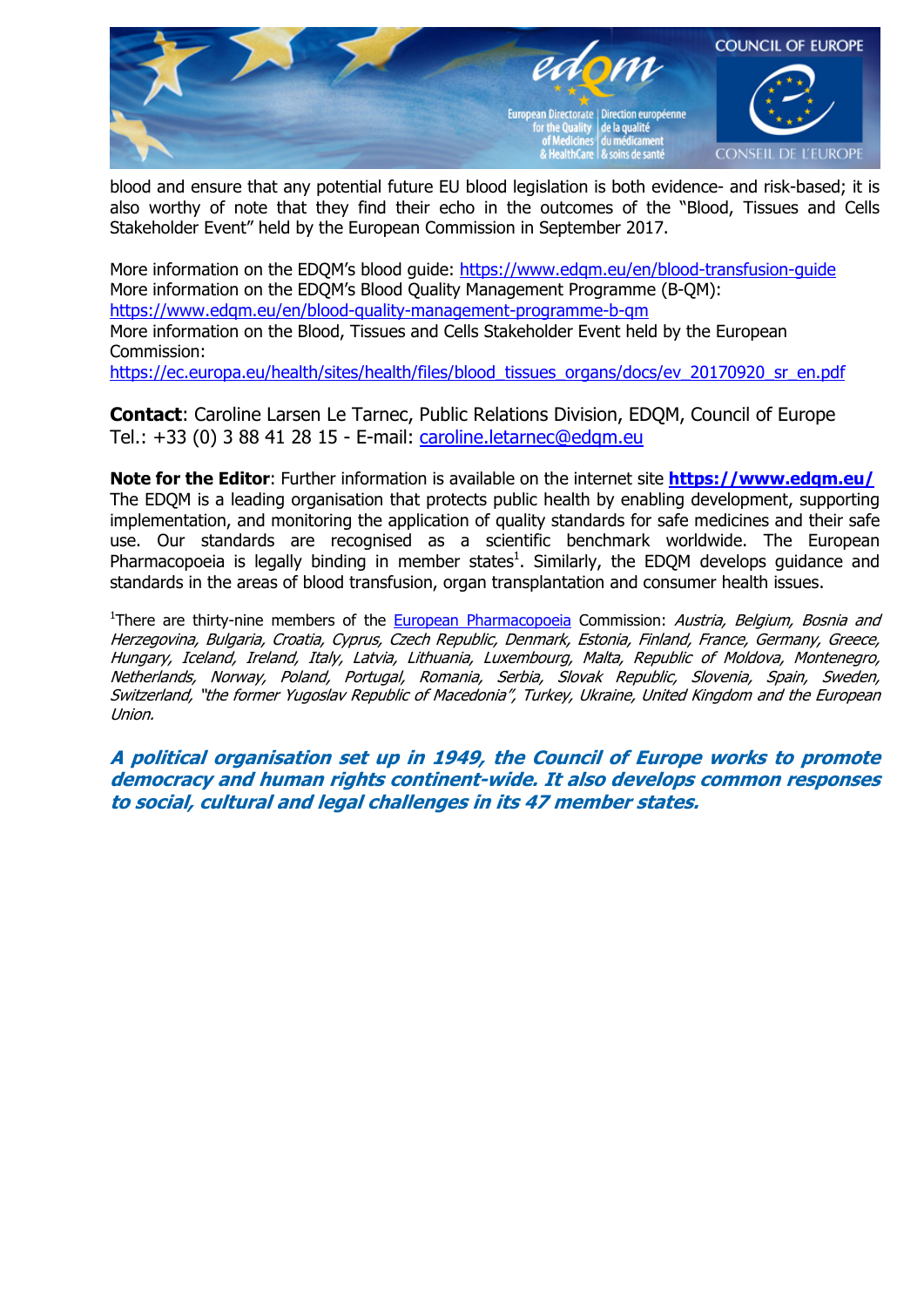blood and ensure that any potential future EU blood legislation is both evidence- and risk-based; it is also worthy of note that they find their echo in the outcomes of the "Blood, Tissues and Cells Stakeholder Event" held by the European Commission in September 2017.

More information on the EDQM's blood guide: https://www.edqm.eu/en/blood-transfusion-guide
More information on the EDQM's Blood Quality Management Programme (B-QM):
https://www.edqm.eu/en/blood-quality-management-programme-b-qm
More information on the Blood, Tissues and Cells Stakeholder Event held by the European Commission:
https://ec.europa.eu/health/sites/health/files/blood_tissues_organs/docs/ev_20170920_sr_en.pdf

**Contact**: Caroline Larsen Le Tarnec, Public Relations Division, EDQM, Council of Europe
Tel.: +33 (0) 3 88 41 28 15 - E-mail: caroline.letarnec@edqm.eu

**Note for the Editor**: Further information is available on the internet site **https://www.edqm.eu/**
The EDQM is a leading organisation that protects public health by enabling development, supporting implementation, and monitoring the application of quality standards for safe medicines and their safe use. Our standards are recognised as a scientific benchmark worldwide. The European Pharmacopoeia is legally binding in member states[1]. Similarly, the EDQM develops guidance and standards in the areas of blood transfusion, organ transplantation and consumer health issues.

[1]There are thirty-nine members of the European Pharmacopoeia Commission: *Austria, Belgium, Bosnia and Herzegovina, Bulgaria, Croatia, Cyprus, Czech Republic, Denmark, Estonia, Finland, France, Germany, Greece, Hungary, Iceland, Ireland, Italy, Latvia, Lithuania, Luxembourg, Malta, Republic of Moldova, Montenegro, Netherlands, Norway, Poland, Portugal, Romania, Serbia, Slovak Republic, Slovenia, Spain, Sweden, Switzerland, "the former Yugoslav Republic of Macedonia", Turkey, Ukraine, United Kingdom and the European Union.*

***A political organisation set up in 1949, the Council of Europe works to promote democracy and human rights continent-wide. It also develops common responses to social, cultural and legal challenges in its 47 member states.***